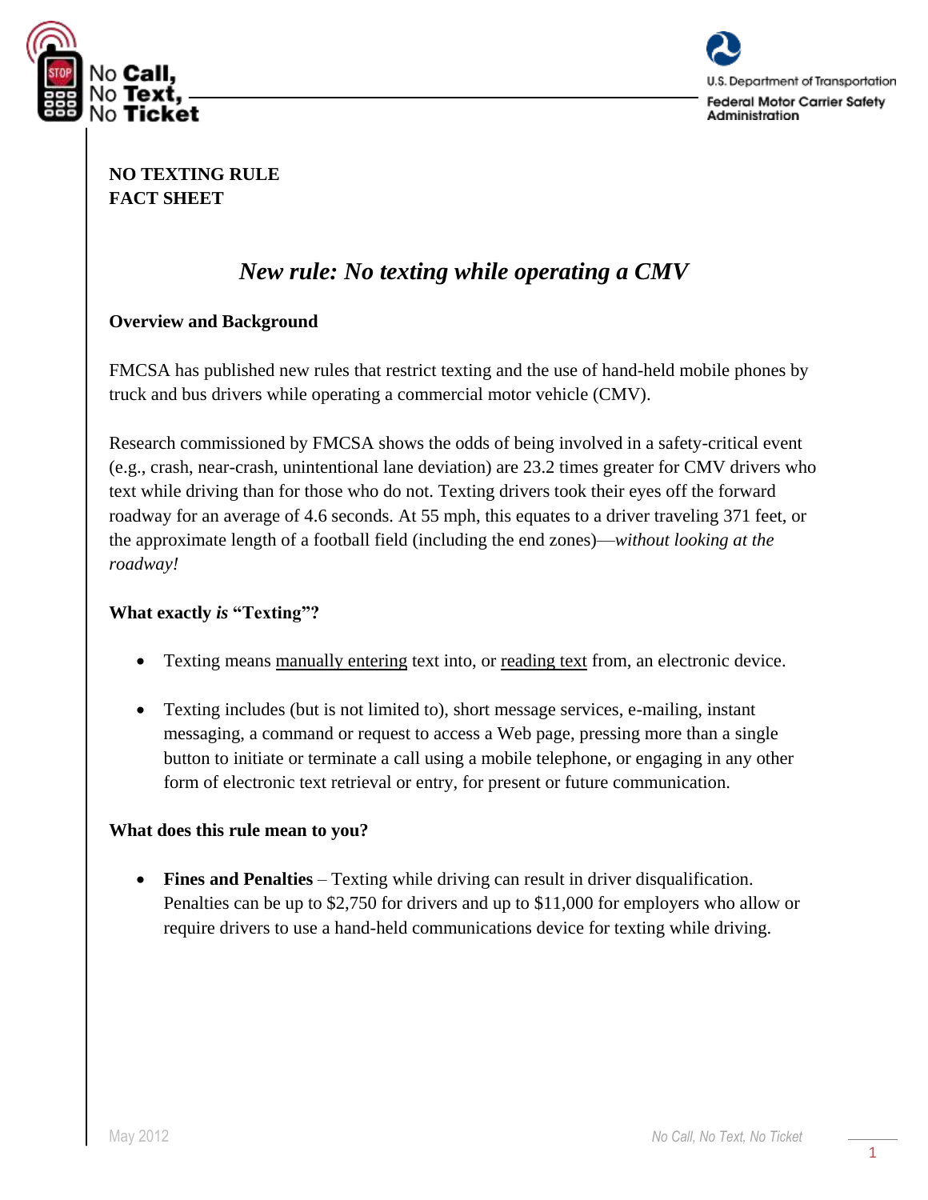No Call, No Text, No Ticket

U.S. Department of Transportation
Federal Motor Carrier Safety Administration

**NO TEXTING RULE**
**FACT SHEET**

# *New rule: No texting while operating a CMV*

## Overview and Background

FMCSA has published new rules that restrict texting and the use of hand-held mobile phones by truck and bus drivers while operating a commercial motor vehicle (CMV).

Research commissioned by FMCSA shows the odds of being involved in a safety-critical event (e.g., crash, near-crash, unintentional lane deviation) are 23.2 times greater for CMV drivers who text while driving than for those who do not. Texting drivers took their eyes off the forward roadway for an average of 4.6 seconds. At 55 mph, this equates to a driver traveling 371 feet, or the approximate length of a football field (including the end zones)—*without looking at the roadway!*

## What exactly *is* "Texting"?

- Texting means manually entering text into, or reading text from, an electronic device.
- Texting includes (but is not limited to), short message services, e-mailing, instant messaging, a command or request to access a Web page, pressing more than a single button to initiate or terminate a call using a mobile telephone, or engaging in any other form of electronic text retrieval or entry, for present or future communication.

## What does this rule mean to you?

- **Fines and Penalties** – Texting while driving can result in driver disqualification. Penalties can be up to $2,750 for drivers and up to $11,000 for employers who allow or require drivers to use a hand-held communications device for texting while driving.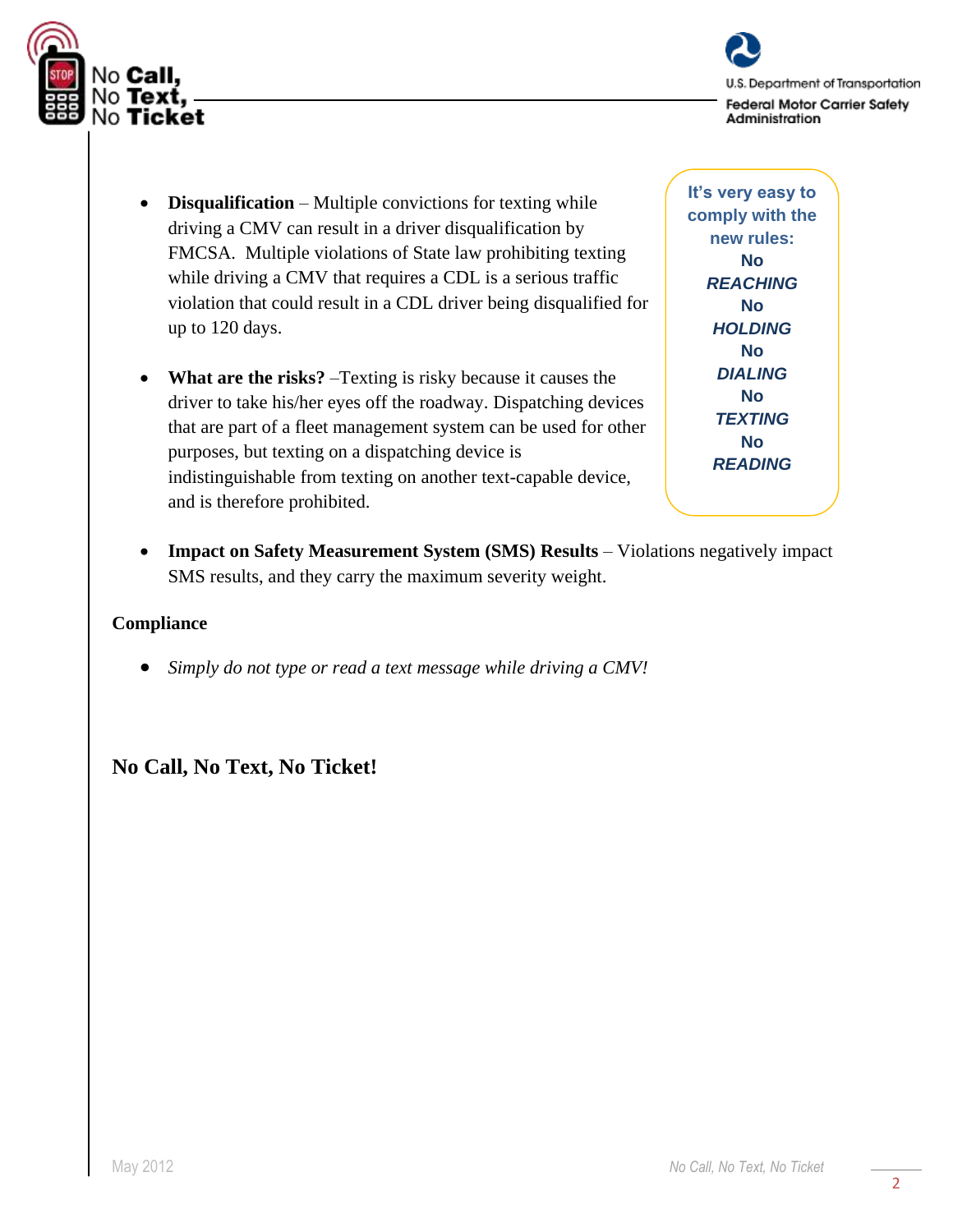- **Disqualification** – Multiple convictions for texting while driving a CMV can result in a driver disqualification by FMCSA. Multiple violations of State law prohibiting texting while driving a CMV that requires a CDL is a serious traffic violation that could result in a CDL driver being disqualified for up to 120 days.

- **What are the risks?** –Texting is risky because it causes the driver to take his/her eyes off the roadway. Dispatching devices that are part of a fleet management system can be used for other purposes, but texting on a dispatching device is indistinguishable from texting on another text-capable device, and is therefore prohibited.

**It's very easy to comply with the new rules:**
**No *REACHING***
**No *HOLDING***
**No *DIALING***
**No *TEXTING***
**No *READING***

- **Impact on Safety Measurement System (SMS) Results** – Violations negatively impact SMS results, and they carry the maximum severity weight.

**Compliance**

- *Simply do not type or read a text message while driving a CMV!*

**No Call, No Text, No Ticket!**

May 2012